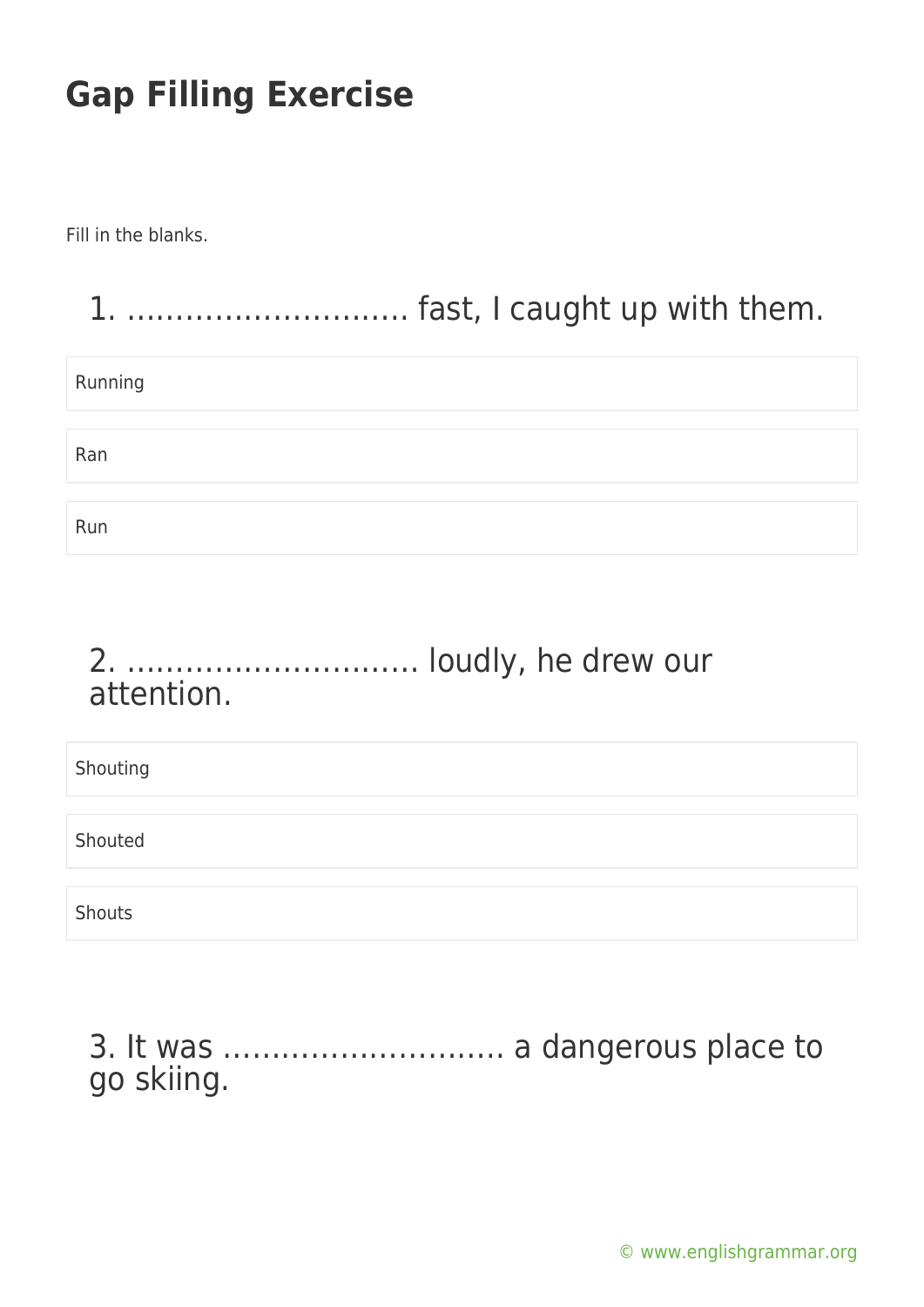# Gap Filling Exercise

Fill in the blanks.

## 1. ……………………….. fast, I caught up with them.

Running

Ran

Run

## 2. ……………………….. loudly, he drew our attention.

Shouting

Shouted

Shouts

## 3. It was ……………………….. a dangerous place to go skiing.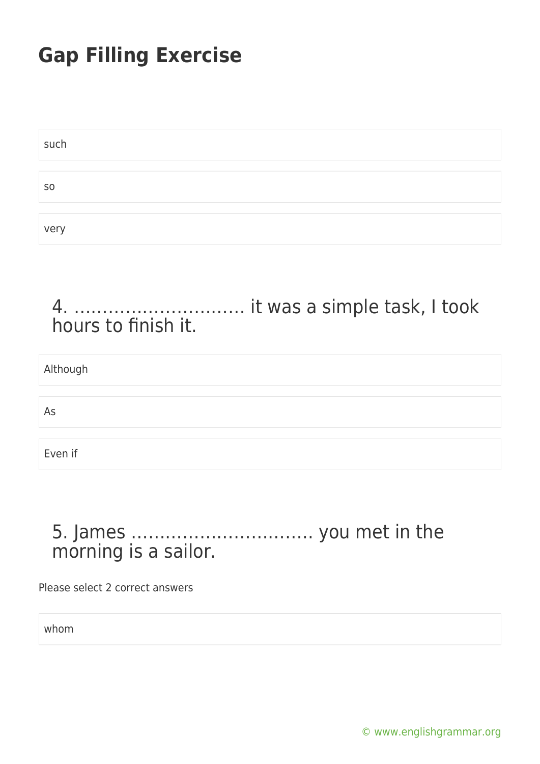# Gap Filling Exercise

such

so

very

## 4. ………………………… it was a simple task, I took hours to finish it.

Although

As

Even if

## 5. James …………………………… you met in the morning is a sailor.

Please select 2 correct answers

whom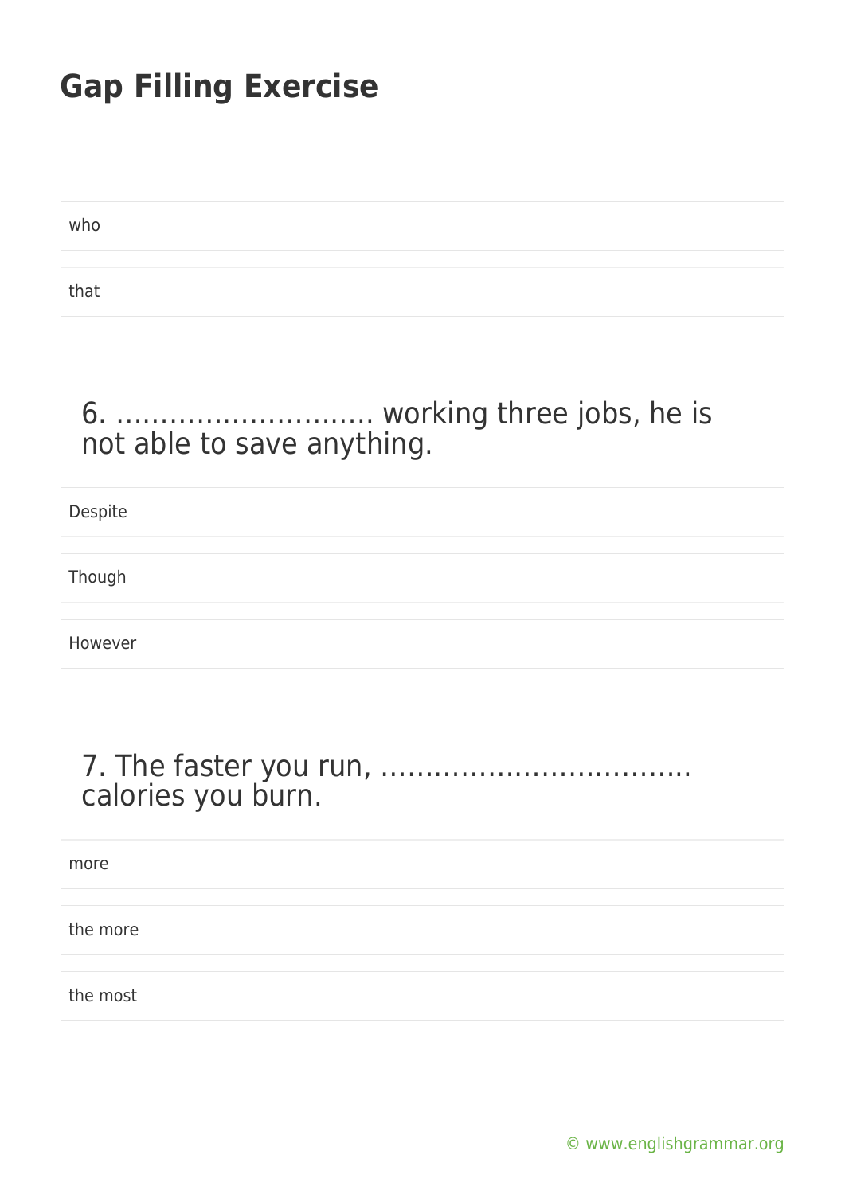# Gap Filling Exercise

who

that

6. ……………………….. working three jobs, he is not able to save anything.

Despite

Though

However

7. The faster you run, …………………………….. calories you burn.

more

the more

the most

© www.englishgrammar.org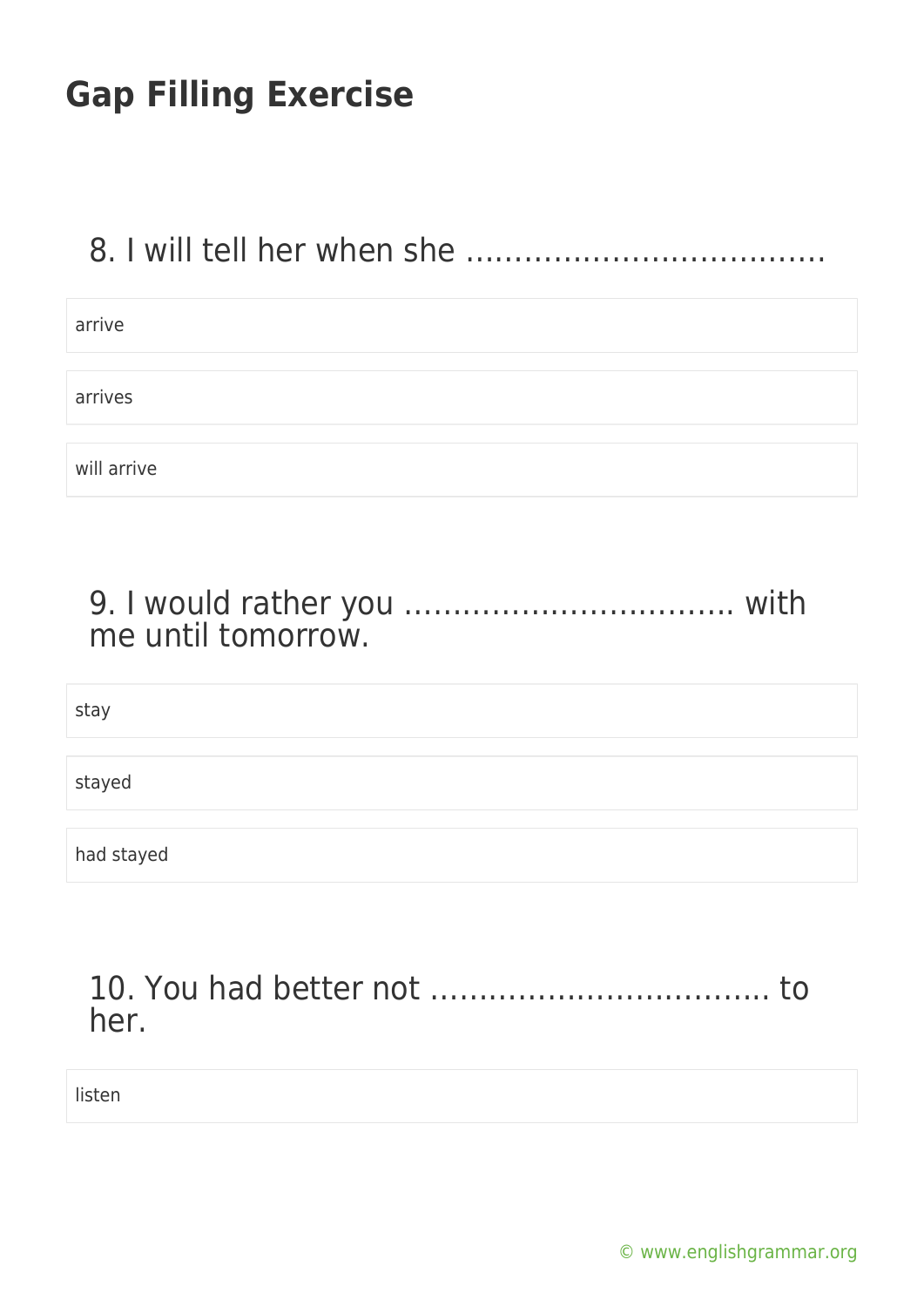## Gap Filling Exercise

### 8. I will tell her when she ……………………………….

arrive

arrives

will arrive

### 9. I would rather you ……………………………. with me until tomorrow.

stay

stayed

had stayed

### 10. You had better not …………………………….. to her.

listen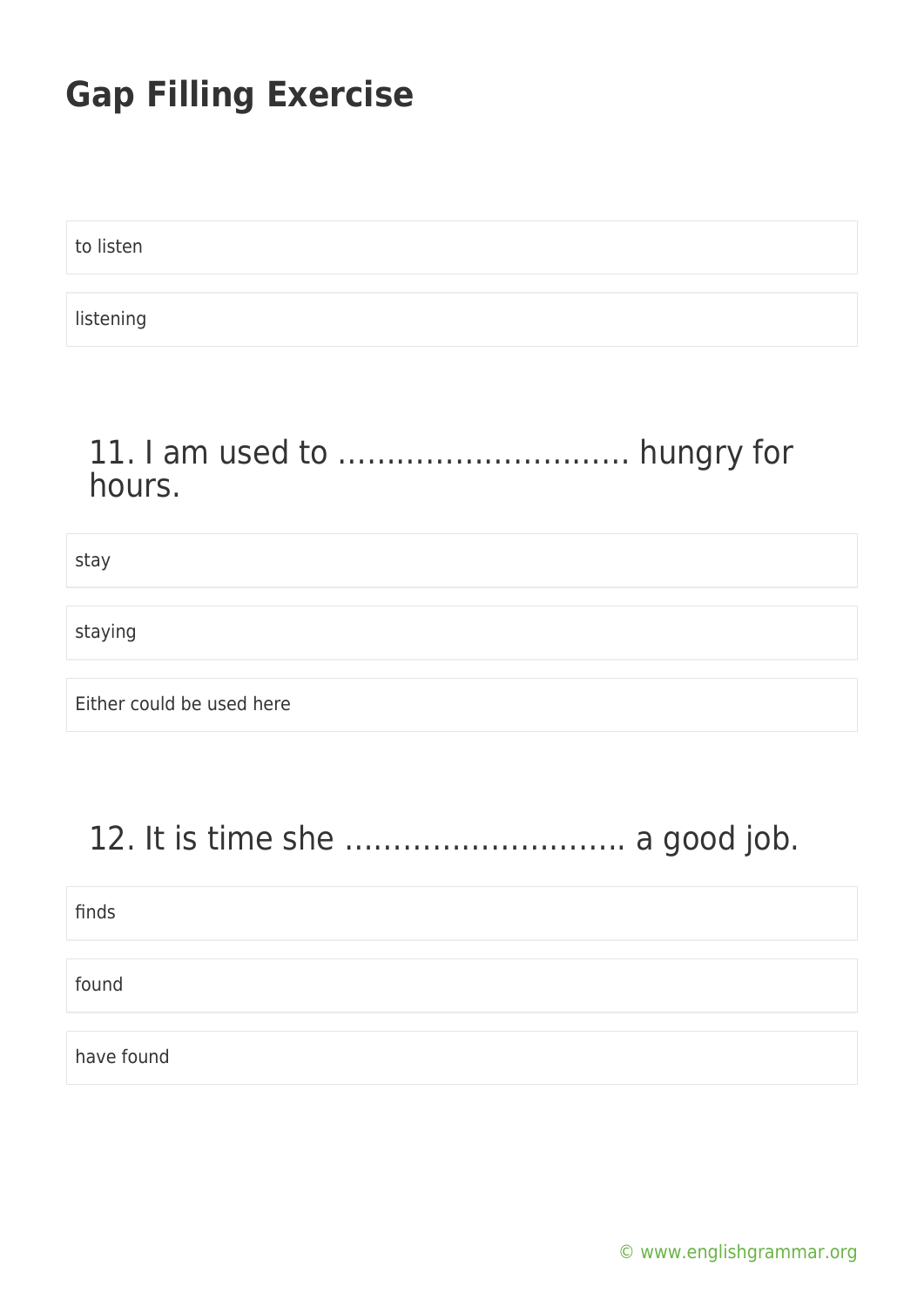## Gap Filling Exercise

to listen

listening

### 11. I am used to ………………………… hungry for hours.

stay

staying

Either could be used here

### 12. It is time she ………………………. a good job.

finds

found

have found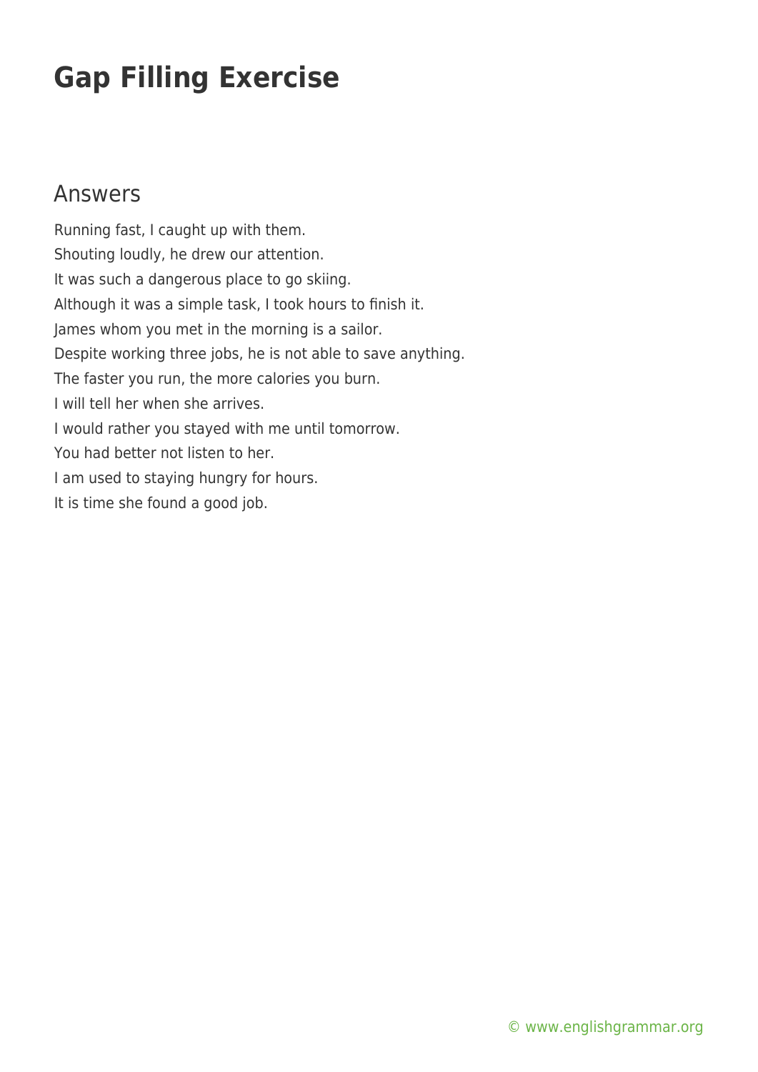# Gap Filling Exercise

## Answers

Running fast, I caught up with them.
Shouting loudly, he drew our attention.
It was such a dangerous place to go skiing.
Although it was a simple task, I took hours to finish it.
James whom you met in the morning is a sailor.
Despite working three jobs, he is not able to save anything.
The faster you run, the more calories you burn.
I will tell her when she arrives.
I would rather you stayed with me until tomorrow.
You had better not listen to her.
I am used to staying hungry for hours.
It is time she found a good job.